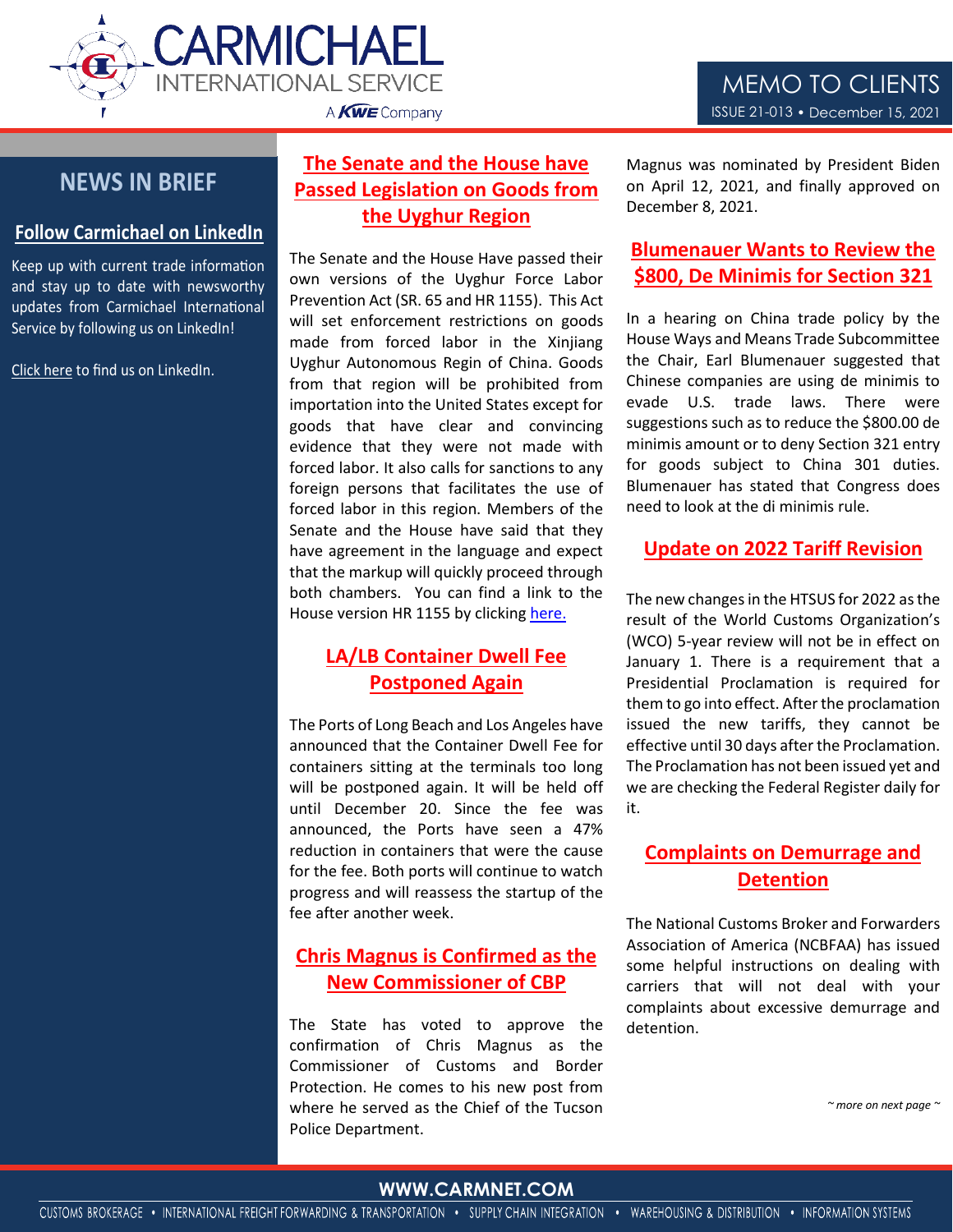# CARMICHAEL INTERNATIONAL SERVICE

A KWE Company

## MEMO TO CLIENTS

ISSUE 21-013 • December 15, 2021

## NEWS IN BRIEF

### Follow Carmichael on LinkedIn

Keep up with current trade information and stay up to date with newsworthy updates from Carmichael International Service by following us on LinkedIn!

Click here to find us on LinkedIn.

## The Senate and the House have Passed Legislation on Goods from the Uyghur Region

The Senate and the House Have passed their own versions of the Uyghur Force Labor Prevention Act (SR. 65 and HR 1155). This Act will set enforcement restrictions on goods made from forced labor in the Xinjiang Uyghur Autonomous Regin of China. Goods from that region will be prohibited from importation into the United States except for goods that have clear and convincing evidence that they were not made with forced labor. It also calls for sanctions to any foreign persons that facilitates the use of forced labor in this region. Members of the Senate and the House have said that they have agreement in the language and expect that the markup will quickly proceed through both chambers. You can find a link to the House version HR 1155 by clicking here.

## LA/LB Container Dwell Fee Postponed Again

The Ports of Long Beach and Los Angeles have announced that the Container Dwell Fee for containers sitting at the terminals too long will be postponed again. It will be held off until December 20. Since the fee was announced, the Ports have seen a 47% reduction in containers that were the cause for the fee. Both ports will continue to watch progress and will reassess the startup of the fee after another week.

## Chris Magnus is Confirmed as the New Commissioner of CBP

The State has voted to approve the confirmation of Chris Magnus as the Commissioner of Customs and Border Protection. He comes to his new post from where he served as the Chief of the Tucson Police Department. Magnus was nominated by President Biden on April 12, 2021, and finally approved on December 8, 2021.

## Blumenauer Wants to Review the $800, De Minimis for Section 321

In a hearing on China trade policy by the House Ways and Means Trade Subcommittee the Chair, Earl Blumenauer suggested that Chinese companies are using de minimis to evade U.S. trade laws. There were suggestions such as to reduce the $800.00 de minimis amount or to deny Section 321 entry for goods subject to China 301 duties. Blumenauer has stated that Congress does need to look at the di minimis rule.

## Update on 2022 Tariff Revision

The new changes in the HTSUS for 2022 as the result of the World Customs Organization's (WCO) 5-year review will not be in effect on January 1. There is a requirement that a Presidential Proclamation is required for them to go into effect. After the proclamation issued the new tariffs, they cannot be effective until 30 days after the Proclamation. The Proclamation has not been issued yet and we are checking the Federal Register daily for it.

## Complaints on Demurrage and Detention

The National Customs Broker and Forwarders Association of America (NCBFAA) has issued some helpful instructions on dealing with carriers that will not deal with your complaints about excessive demurrage and detention.

*~ more on next page ~*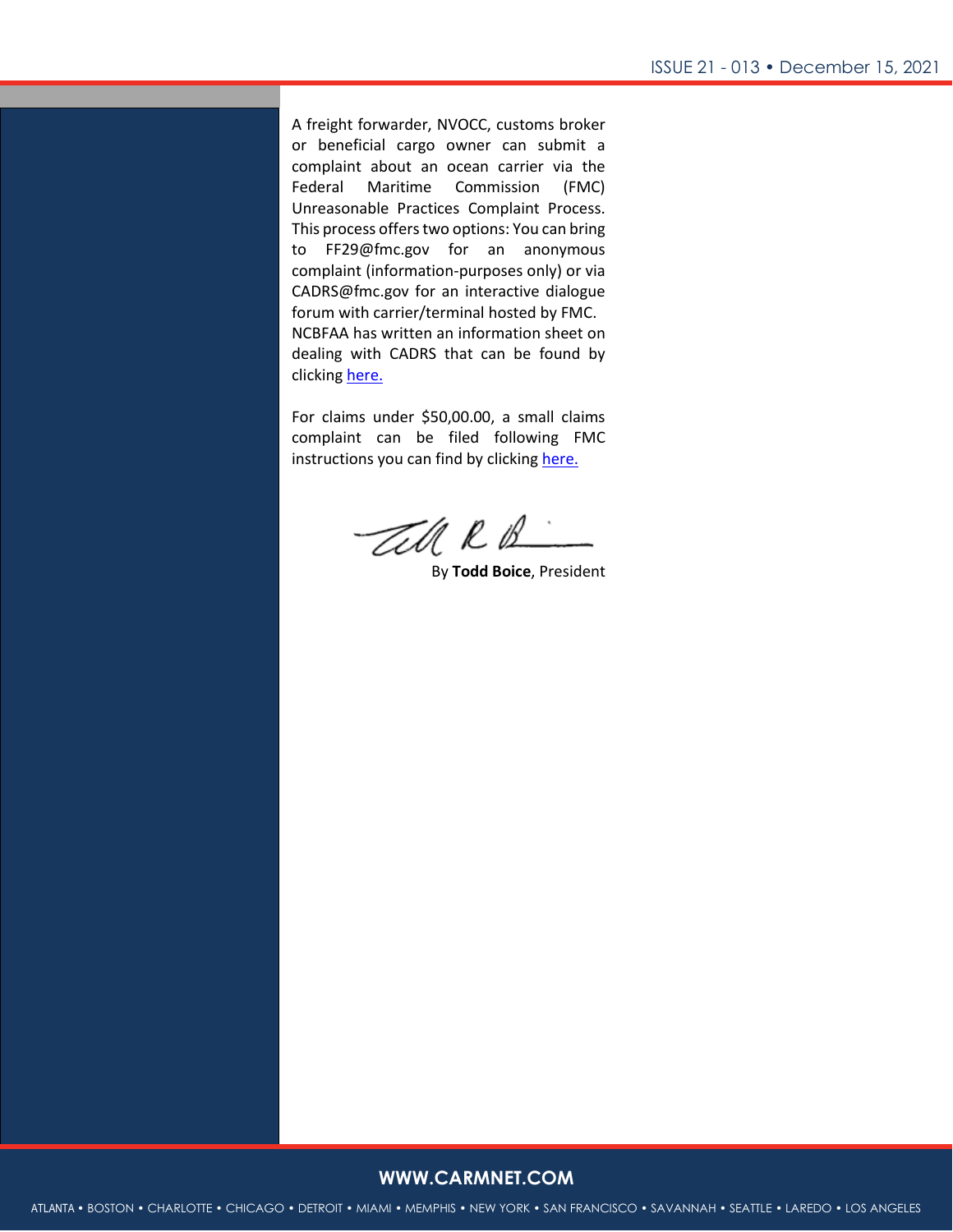A freight forwarder, NVOCC, customs broker or beneficial cargo owner can submit a complaint about an ocean carrier via the Federal Maritime Commission (FMC) Unreasonable Practices Complaint Process. This process offers two options: You can bring to FF29@fmc.gov for an anonymous complaint (information-purposes only) or via CADRS@fmc.gov for an interactive dialogue forum with carrier/terminal hosted by FMC. NCBFAA has written an information sheet on dealing with CADRS that can be found by clicking here.

For claims under $50,00.00, a small claims complaint can be filed following FMC instructions you can find by clicking here.

By **Todd Boice**, President